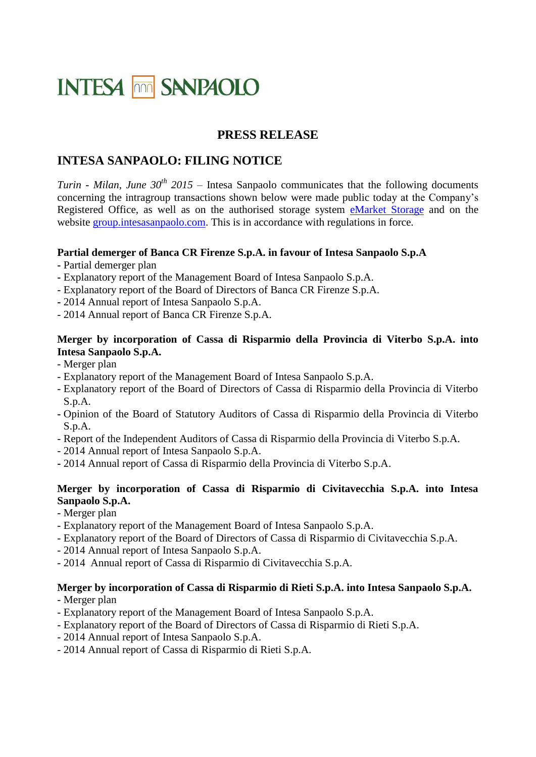INTESA SANPAOLO

## PRESS RELEASE

## INTESA SANPAOLO: FILING NOTICE

*Turin - Milan, June 30th 2015* – Intesa Sanpaolo communicates that the following documents concerning the intragroup transactions shown below were made public today at the Company's Registered Office, as well as on the authorised storage system [eMarket Storage] and on the website [group.intesasanpaolo.com]. This is in accordance with regulations in force.

**Partial demerger of Banca CR Firenze S.p.A. in favour of Intesa Sanpaolo S.p.A**

- Partial demerger plan
- Explanatory report of the Management Board of Intesa Sanpaolo S.p.A.
- Explanatory report of the Board of Directors of Banca CR Firenze S.p.A.
- 2014 Annual report of Intesa Sanpaolo S.p.A.
- 2014 Annual report of Banca CR Firenze S.p.A.

**Merger by incorporation of Cassa di Risparmio della Provincia di Viterbo S.p.A. into Intesa Sanpaolo S.p.A.**

- Merger plan
- Explanatory report of the Management Board of Intesa Sanpaolo S.p.A.
- Explanatory report of the Board of Directors of Cassa di Risparmio della Provincia di Viterbo S.p.A.
- Opinion of the Board of Statutory Auditors of Cassa di Risparmio della Provincia di Viterbo S.p.A.
- Report of the Independent Auditors of Cassa di Risparmio della Provincia di Viterbo S.p.A.
- 2014 Annual report of Intesa Sanpaolo S.p.A.
- 2014 Annual report of Cassa di Risparmio della Provincia di Viterbo S.p.A.

**Merger by incorporation of Cassa di Risparmio di Civitavecchia S.p.A. into Intesa Sanpaolo S.p.A.**

- Merger plan
- Explanatory report of the Management Board of Intesa Sanpaolo S.p.A.
- Explanatory report of the Board of Directors of Cassa di Risparmio di Civitavecchia S.p.A.
- 2014 Annual report of Intesa Sanpaolo S.p.A.
- 2014 Annual report of Cassa di Risparmio di Civitavecchia S.p.A.

**Merger by incorporation of Cassa di Risparmio di Rieti S.p.A. into Intesa Sanpaolo S.p.A.**

- Merger plan
- Explanatory report of the Management Board of Intesa Sanpaolo S.p.A.
- Explanatory report of the Board of Directors of Cassa di Risparmio di Rieti S.p.A.
- 2014 Annual report of Intesa Sanpaolo S.p.A.
- 2014 Annual report of Cassa di Risparmio di Rieti S.p.A.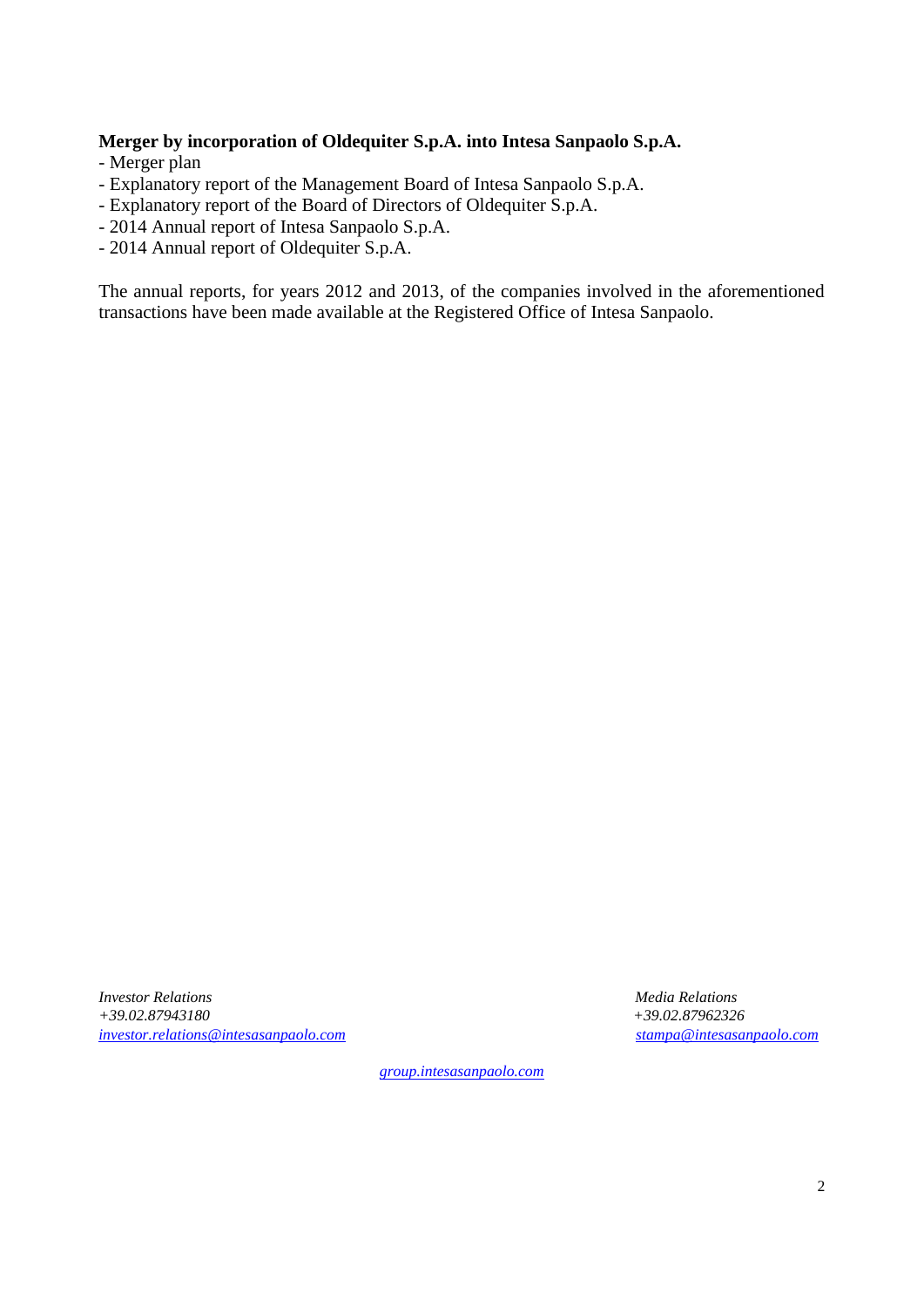**Merger by incorporation of Oldequiter S.p.A. into Intesa Sanpaolo S.p.A.**

- Merger plan
- Explanatory report of the Management Board of Intesa Sanpaolo S.p.A.
- Explanatory report of the Board of Directors of Oldequiter S.p.A.
- 2014 Annual report of Intesa Sanpaolo S.p.A.
- 2014 Annual report of Oldequiter S.p.A.

The annual reports, for years 2012 and 2013, of the companies involved in the aforementioned transactions have been made available at the Registered Office of Intesa Sanpaolo.

*Investor Relations*
*+39.02.87943180*
*investor.relations@intesasanpaolo.com*

*Media Relations*
*+39.02.87962326*
*stampa@intesasanpaolo.com*

*group.intesasanpaolo.com*